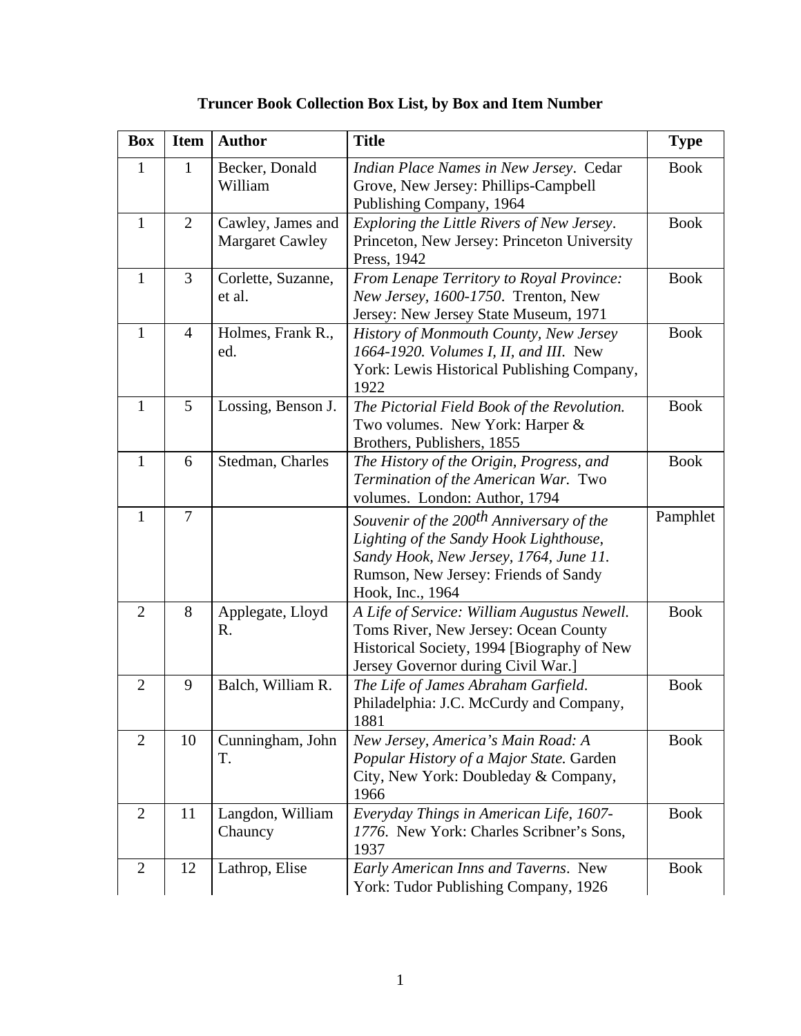# Truncer Book Collection Box List, by Box and Item Number

| Box | Item | Author | Title | Type |
|---|---|---|---|---|
| 1 | 1 | Becker, Donald William | *Indian Place Names in New Jersey*. Cedar Grove, New Jersey: Phillips-Campbell Publishing Company, 1964 | Book |
| 1 | 2 | Cawley, James and Margaret Cawley | *Exploring the Little Rivers of New Jersey*. Princeton, New Jersey: Princeton University Press, 1942 | Book |
| 1 | 3 | Corlette, Suzanne, et al. | *From Lenape Territory to Royal Province: New Jersey, 1600-1750*. Trenton, New Jersey: New Jersey State Museum, 1971 | Book |
| 1 | 4 | Holmes, Frank R., ed. | *History of Monmouth County, New Jersey 1664-1920. Volumes I, II, and III.* New York: Lewis Historical Publishing Company, 1922 | Book |
| 1 | 5 | Lossing, Benson J. | *The Pictorial Field Book of the Revolution.* Two volumes. New York: Harper & Brothers, Publishers, 1855 | Book |
| 1 | 6 | Stedman, Charles | *The History of the Origin, Progress, and Termination of the American War.* Two volumes. London: Author, 1794 | Book |
| 1 | 7 | | *Souvenir of the 200th Anniversary of the Lighting of the Sandy Hook Lighthouse, Sandy Hook, New Jersey, 1764, June 11.* Rumson, New Jersey: Friends of Sandy Hook, Inc., 1964 | Pamphlet |
| 2 | 8 | Applegate, Lloyd R. | *A Life of Service: William Augustus Newell.* Toms River, New Jersey: Ocean County Historical Society, 1994 [Biography of New Jersey Governor during Civil War.] | Book |
| 2 | 9 | Balch, William R. | *The Life of James Abraham Garfield*. Philadelphia: J.C. McCurdy and Company, 1881 | Book |
| 2 | 10 | Cunningham, John T. | *New Jersey, America's Main Road: A Popular History of a Major State.* Garden City, New York: Doubleday & Company, 1966 | Book |
| 2 | 11 | Langdon, William Chauncy | *Everyday Things in American Life, 1607-1776*. New York: Charles Scribner's Sons, 1937 | Book |
| 2 | 12 | Lathrop, Elise | *Early American Inns and Taverns*. New York: Tudor Publishing Company, 1926 | Book |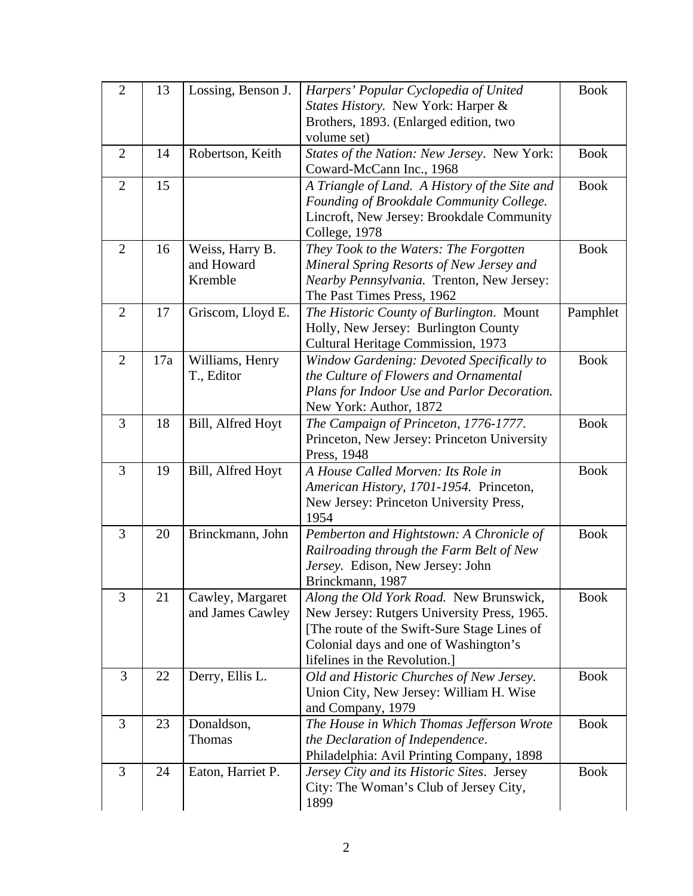| 2 | 13 | Lossing, Benson J. | *Harpers' Popular Cyclopedia of United States History.* New York: Harper & Brothers, 1893. (Enlarged edition, two volume set) | Book |
|---|---|---|---|---|
| 2 | 14 | Robertson, Keith | *States of the Nation: New Jersey*. New York: Coward-McCann Inc., 1968 | Book |
| 2 | 15 | | *A Triangle of Land. A History of the Site and Founding of Brookdale Community College.* Lincroft, New Jersey: Brookdale Community College, 1978 | Book |
| 2 | 16 | Weiss, Harry B. and Howard Kremble | *They Took to the Waters: The Forgotten Mineral Spring Resorts of New Jersey and Nearby Pennsylvania.* Trenton, New Jersey: The Past Times Press, 1962 | Book |
| 2 | 17 | Griscom, Lloyd E. | *The Historic County of Burlington*. Mount Holly, New Jersey: Burlington County Cultural Heritage Commission, 1973 | Pamphlet |
| 2 | 17a | Williams, Henry T., Editor | *Window Gardening: Devoted Specifically to the Culture of Flowers and Ornamental Plans for Indoor Use and Parlor Decoration.* New York: Author, 1872 | Book |
| 3 | 18 | Bill, Alfred Hoyt | *The Campaign of Princeton, 1776-1777*. Princeton, New Jersey: Princeton University Press, 1948 | Book |
| 3 | 19 | Bill, Alfred Hoyt | *A House Called Morven: Its Role in American History, 1701-1954.* Princeton, New Jersey: Princeton University Press, 1954 | Book |
| 3 | 20 | Brinckmann, John | *Pemberton and Hightstown: A Chronicle of Railroading through the Farm Belt of New Jersey*. Edison, New Jersey: John Brinckmann, 1987 | Book |
| 3 | 21 | Cawley, Margaret and James Cawley | *Along the Old York Road.* New Brunswick, New Jersey: Rutgers University Press, 1965. [The route of the Swift-Sure Stage Lines of Colonial days and one of Washington's lifelines in the Revolution.] | Book |
| 3 | 22 | Derry, Ellis L. | *Old and Historic Churches of New Jersey.* Union City, New Jersey: William H. Wise and Company, 1979 | Book |
| 3 | 23 | Donaldson, Thomas | *The House in Which Thomas Jefferson Wrote the Declaration of Independence*. Philadelphia: Avil Printing Company, 1898 | Book |
| 3 | 24 | Eaton, Harriet P. | *Jersey City and its Historic Sites*. Jersey City: The Woman's Club of Jersey City, 1899 | Book |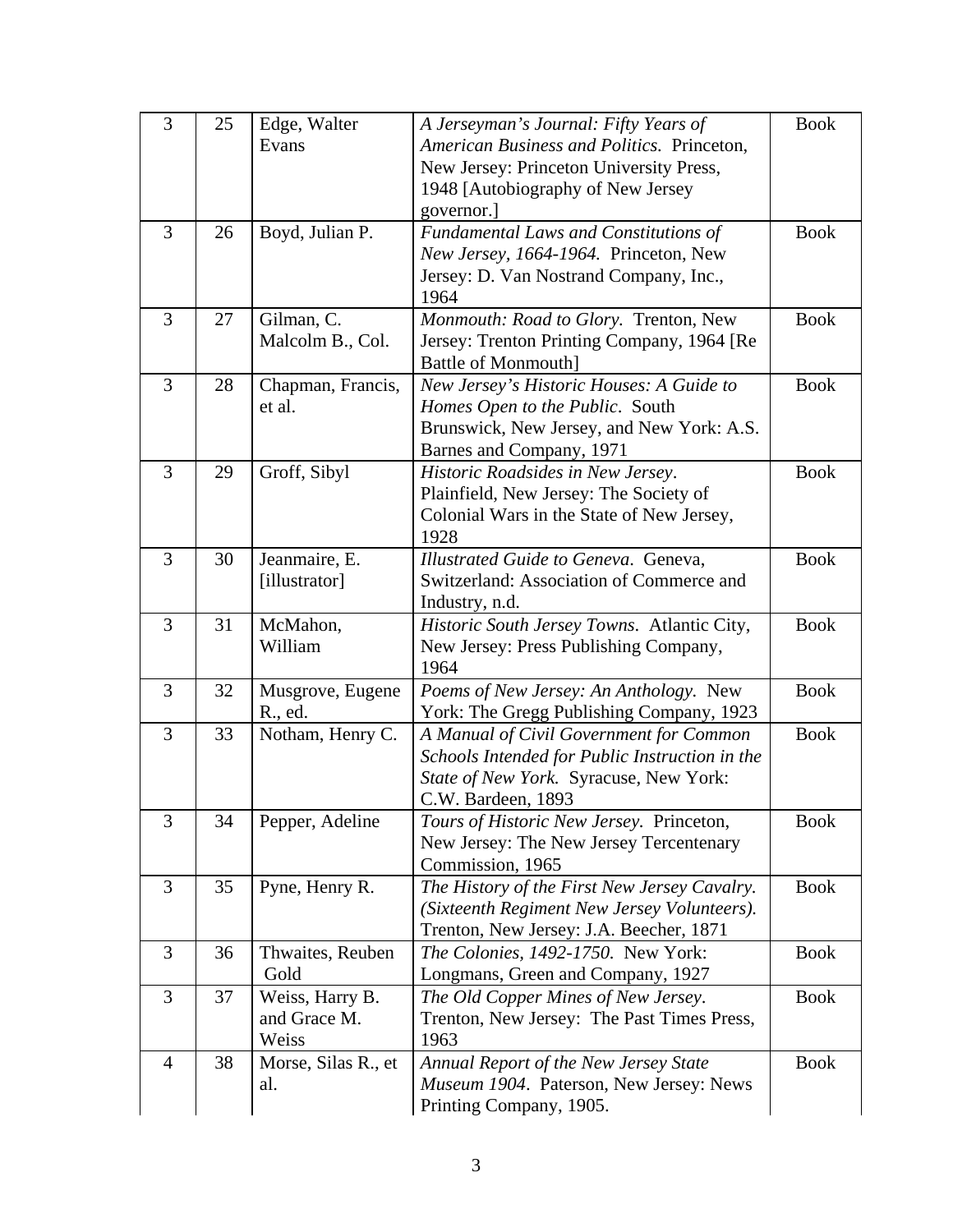| 3 | 25 | Edge, Walter Evans | *A Jerseyman's Journal: Fifty Years of American Business and Politics.* Princeton, New Jersey: Princeton University Press, 1948 [Autobiography of New Jersey governor.] | Book |
|---|---|---|---|---|
| 3 | 26 | Boyd, Julian P. | *Fundamental Laws and Constitutions of New Jersey, 1664-1964.* Princeton, New Jersey: D. Van Nostrand Company, Inc., 1964 | Book |
| 3 | 27 | Gilman, C. Malcolm B., Col. | *Monmouth: Road to Glory.* Trenton, New Jersey: Trenton Printing Company, 1964 [Re Battle of Monmouth] | Book |
| 3 | 28 | Chapman, Francis, et al. | *New Jersey's Historic Houses: A Guide to Homes Open to the Public*. South Brunswick, New Jersey, and New York: A.S. Barnes and Company, 1971 | Book |
| 3 | 29 | Groff, Sibyl | *Historic Roadsides in New Jersey*. Plainfield, New Jersey: The Society of Colonial Wars in the State of New Jersey, 1928 | Book |
| 3 | 30 | Jeanmaire, E. [illustrator] | *Illustrated Guide to Geneva*. Geneva, Switzerland: Association of Commerce and Industry, n.d. | Book |
| 3 | 31 | McMahon, William | *Historic South Jersey Towns*. Atlantic City, New Jersey: Press Publishing Company, 1964 | Book |
| 3 | 32 | Musgrove, Eugene R., ed. | *Poems of New Jersey: An Anthology.* New York: The Gregg Publishing Company, 1923 | Book |
| 3 | 33 | Notham, Henry C. | *A Manual of Civil Government for Common Schools Intended for Public Instruction in the State of New York.* Syracuse, New York: C.W. Bardeen, 1893 | Book |
| 3 | 34 | Pepper, Adeline | *Tours of Historic New Jersey*. Princeton, New Jersey: The New Jersey Tercentenary Commission, 1965 | Book |
| 3 | 35 | Pyne, Henry R. | *The History of the First New Jersey Cavalry. (Sixteenth Regiment New Jersey Volunteers).* Trenton, New Jersey: J.A. Beecher, 1871 | Book |
| 3 | 36 | Thwaites, Reuben Gold | *The Colonies, 1492-1750*. New York: Longmans, Green and Company, 1927 | Book |
| 3 | 37 | Weiss, Harry B. and Grace M. Weiss | *The Old Copper Mines of New Jersey*. Trenton, New Jersey: The Past Times Press, 1963 | Book |
| 4 | 38 | Morse, Silas R., et al. | *Annual Report of the New Jersey State Museum 1904*. Paterson, New Jersey: News Printing Company, 1905. | Book |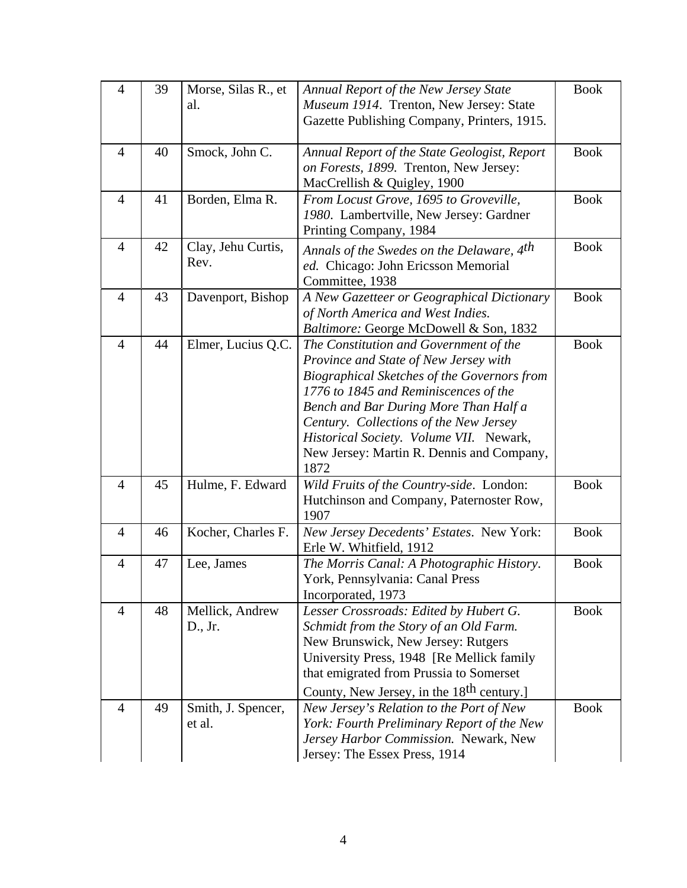| 4 | 39 | Morse, Silas R., et al. | *Annual Report of the New Jersey State Museum 1914*. Trenton, New Jersey: State Gazette Publishing Company, Printers, 1915. | Book |
|---|---|---|---|---|
| 4 | 40 | Smock, John C. | *Annual Report of the State Geologist, Report on Forests, 1899.* Trenton, New Jersey: MacCrellish & Quigley, 1900 | Book |
| 4 | 41 | Borden, Elma R. | *From Locust Grove, 1695 to Groveville, 1980*. Lambertville, New Jersey: Gardner Printing Company, 1984 | Book |
| 4 | 42 | Clay, Jehu Curtis, Rev. | *Annals of the Swedes on the Delaware, 4th ed.* Chicago: John Ericsson Memorial Committee, 1938 | Book |
| 4 | 43 | Davenport, Bishop | *A New Gazetteer or Geographical Dictionary of North America and West Indies. Baltimore:* George McDowell & Son, 1832 | Book |
| 4 | 44 | Elmer, Lucius Q.C. | *The Constitution and Government of the Province and State of New Jersey with Biographical Sketches of the Governors from 1776 to 1845 and Reminiscences of the Bench and Bar During More Than Half a Century. Collections of the New Jersey Historical Society. Volume VII.* Newark, New Jersey: Martin R. Dennis and Company, 1872 | Book |
| 4 | 45 | Hulme, F. Edward | *Wild Fruits of the Country-side*. London: Hutchinson and Company, Paternoster Row, 1907 | Book |
| 4 | 46 | Kocher, Charles F. | *New Jersey Decedents' Estates*. New York: Erle W. Whitfield, 1912 | Book |
| 4 | 47 | Lee, James | *The Morris Canal: A Photographic History*. York, Pennsylvania: Canal Press Incorporated, 1973 | Book |
| 4 | 48 | Mellick, Andrew D., Jr. | *Lesser Crossroads: Edited by Hubert G. Schmidt from the Story of an Old Farm.* New Brunswick, New Jersey: Rutgers University Press, 1948 [Re Mellick family that emigrated from Prussia to Somerset County, New Jersey, in the 18th century.] | Book |
| 4 | 49 | Smith, J. Spencer, et al. | *New Jersey's Relation to the Port of New York: Fourth Preliminary Report of the New Jersey Harbor Commission.* Newark, New Jersey: The Essex Press, 1914 | Book |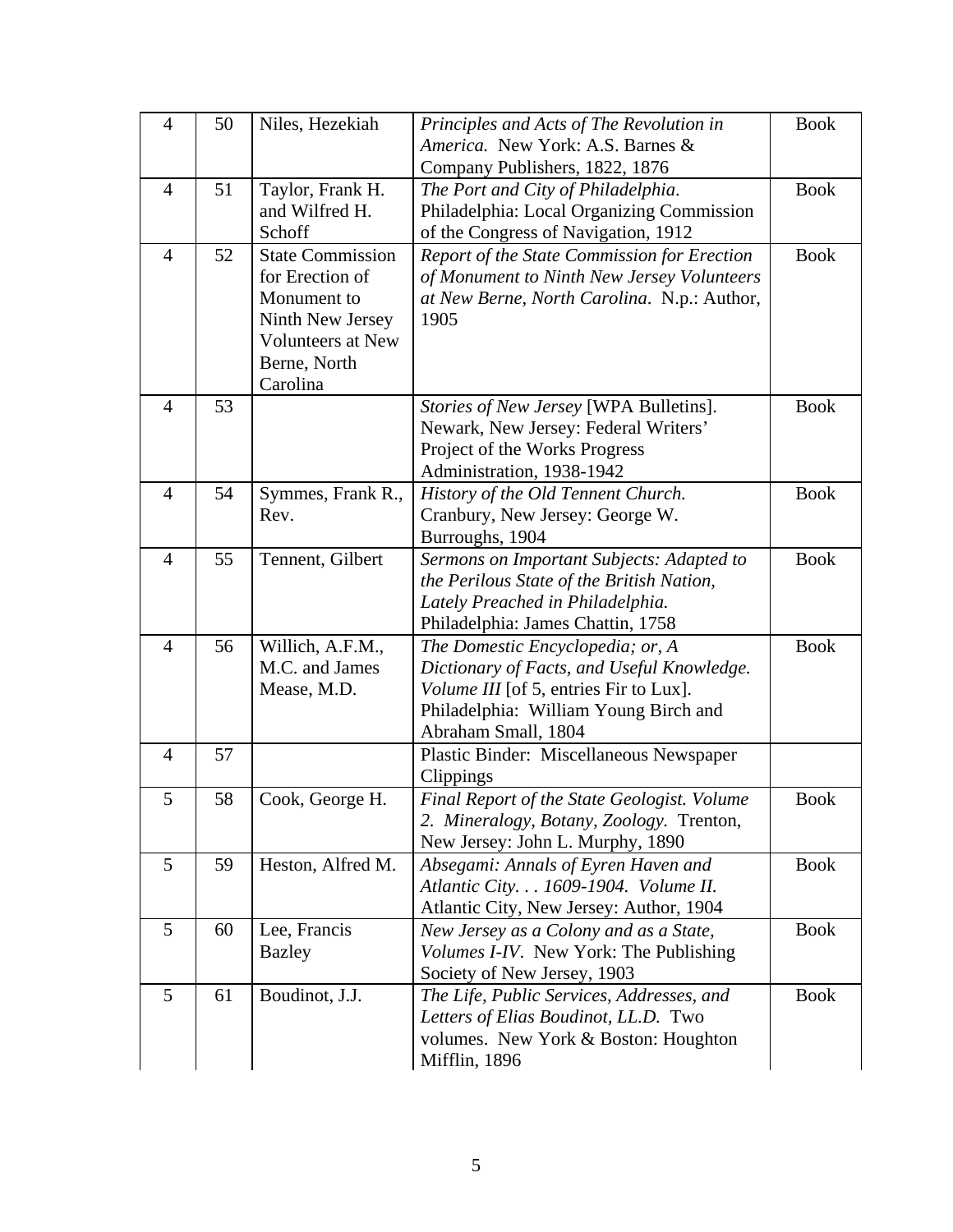| 4 | 50 | Niles, Hezekiah | *Principles and Acts of The Revolution in America.* New York: A.S. Barnes & Company Publishers, 1822, 1876 | Book |
|---|---|---|---|---|
| 4 | 51 | Taylor, Frank H. and Wilfred H. Schoff | *The Port and City of Philadelphia*. Philadelphia: Local Organizing Commission of the Congress of Navigation, 1912 | Book |
| 4 | 52 | State Commission for Erection of Monument to Ninth New Jersey Volunteers at New Berne, North Carolina | *Report of the State Commission for Erection of Monument to Ninth New Jersey Volunteers at New Berne, North Carolina*. N.p.: Author, 1905 | Book |
| 4 | 53 | | *Stories of New Jersey* [WPA Bulletins]. Newark, New Jersey: Federal Writers' Project of the Works Progress Administration, 1938-1942 | Book |
| 4 | 54 | Symmes, Frank R., Rev. | *History of the Old Tennent Church.* Cranbury, New Jersey: George W. Burroughs, 1904 | Book |
| 4 | 55 | Tennent, Gilbert | *Sermons on Important Subjects: Adapted to the Perilous State of the British Nation, Lately Preached in Philadelphia.* Philadelphia: James Chattin, 1758 | Book |
| 4 | 56 | Willich, A.F.M., M.C. and James Mease, M.D. | *The Domestic Encyclopedia; or, A Dictionary of Facts, and Useful Knowledge. Volume III* [of 5, entries Fir to Lux]. Philadelphia: William Young Birch and Abraham Small, 1804 | Book |
| 4 | 57 | | Plastic Binder: Miscellaneous Newspaper Clippings | |
| 5 | 58 | Cook, George H. | *Final Report of the State Geologist. Volume 2. Mineralogy, Botany, Zoology.* Trenton, New Jersey: John L. Murphy, 1890 | Book |
| 5 | 59 | Heston, Alfred M. | *Absegami: Annals of Eyren Haven and Atlantic City. . . 1609-1904. Volume II.* Atlantic City, New Jersey: Author, 1904 | Book |
| 5 | 60 | Lee, Francis Bazley | *New Jersey as a Colony and as a State, Volumes I-IV*. New York: The Publishing Society of New Jersey, 1903 | Book |
| 5 | 61 | Boudinot, J.J. | *The Life, Public Services, Addresses, and Letters of Elias Boudinot, LL.D.* Two volumes. New York & Boston: Houghton Mifflin, 1896 | Book |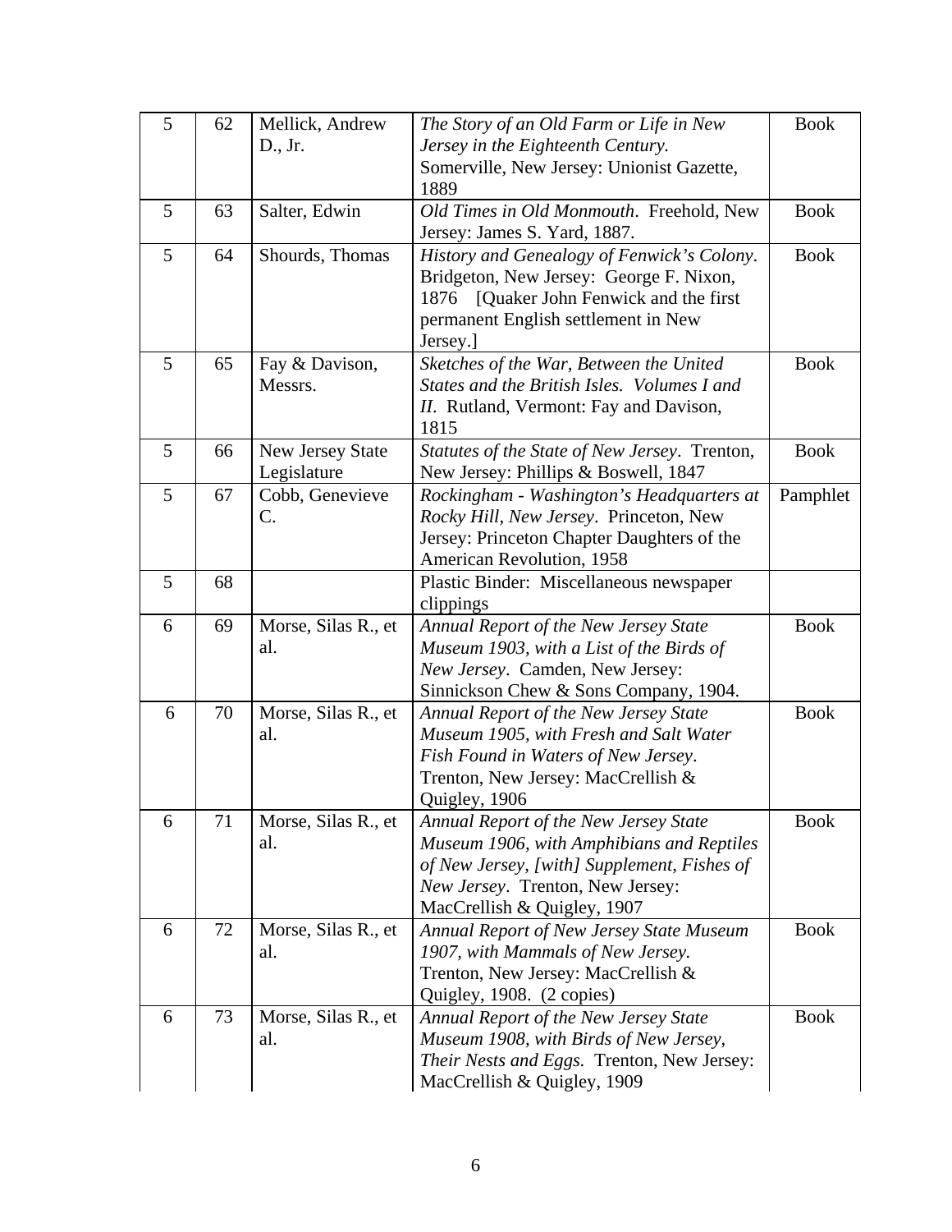| 5 | 62 | Mellick, Andrew D., Jr. | *The Story of an Old Farm or Life in New Jersey in the Eighteenth Century.* Somerville, New Jersey: Unionist Gazette, 1889 | Book |
|---|---|---|---|---|
| 5 | 63 | Salter, Edwin | *Old Times in Old Monmouth*. Freehold, New Jersey: James S. Yard, 1887. | Book |
| 5 | 64 | Shourds, Thomas | *History and Genealogy of Fenwick's Colony*. Bridgeton, New Jersey: George F. Nixon, 1876 [Quaker John Fenwick and the first permanent English settlement in New Jersey.] | Book |
| 5 | 65 | Fay & Davison, Messrs. | *Sketches of the War, Between the United States and the British Isles. Volumes I and II*. Rutland, Vermont: Fay and Davison, 1815 | Book |
| 5 | 66 | New Jersey State Legislature | *Statutes of the State of New Jersey*. Trenton, New Jersey: Phillips & Boswell, 1847 | Book |
| 5 | 67 | Cobb, Genevieve C. | *Rockingham - Washington's Headquarters at Rocky Hill, New Jersey*. Princeton, New Jersey: Princeton Chapter Daughters of the American Revolution, 1958 | Pamphlet |
| 5 | 68 | | Plastic Binder: Miscellaneous newspaper clippings | |
| 6 | 69 | Morse, Silas R., et al. | *Annual Report of the New Jersey State Museum 1903, with a List of the Birds of New Jersey*. Camden, New Jersey: Sinnickson Chew & Sons Company, 1904. | Book |
| 6 | 70 | Morse, Silas R., et al. | *Annual Report of the New Jersey State Museum 1905, with Fresh and Salt Water Fish Found in Waters of New Jersey*. Trenton, New Jersey: MacCrellish & Quigley, 1906 | Book |
| 6 | 71 | Morse, Silas R., et al. | *Annual Report of the New Jersey State Museum 1906, with Amphibians and Reptiles of New Jersey, [with] Supplement, Fishes of New Jersey*. Trenton, New Jersey: MacCrellish & Quigley, 1907 | Book |
| 6 | 72 | Morse, Silas R., et al. | *Annual Report of New Jersey State Museum 1907, with Mammals of New Jersey.* Trenton, New Jersey: MacCrellish & Quigley, 1908. (2 copies) | Book |
| 6 | 73 | Morse, Silas R., et al. | *Annual Report of the New Jersey State Museum 1908, with Birds of New Jersey, Their Nests and Eggs.* Trenton, New Jersey: MacCrellish & Quigley, 1909 | Book |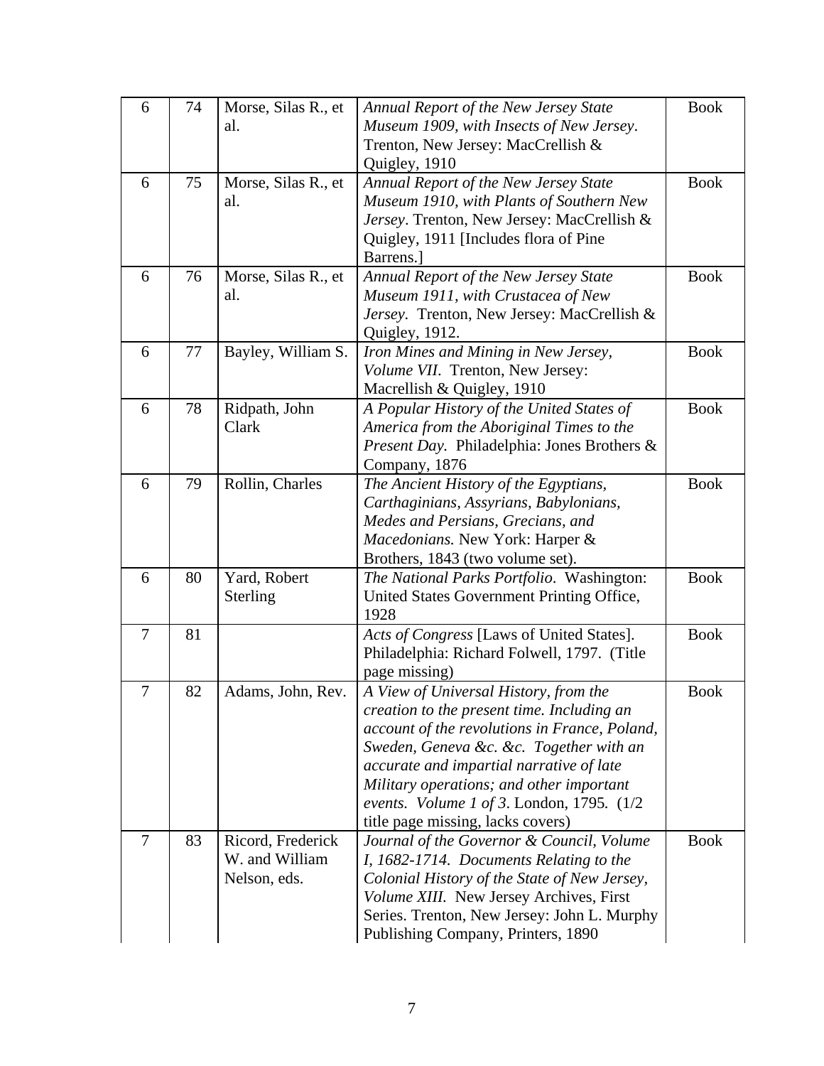| | | | | |
|---|---|---|---|---|
| 6 | 74 | Morse, Silas R., et al. | *Annual Report of the New Jersey State Museum 1909, with Insects of New Jersey*. Trenton, New Jersey: MacCrellish & Quigley, 1910 | Book |
| 6 | 75 | Morse, Silas R., et al. | *Annual Report of the New Jersey State Museum 1910, with Plants of Southern New Jersey*. Trenton, New Jersey: MacCrellish & Quigley, 1911 [Includes flora of Pine Barrens.] | Book |
| 6 | 76 | Morse, Silas R., et al. | *Annual Report of the New Jersey State Museum 1911, with Crustacea of New Jersey*. Trenton, New Jersey: MacCrellish & Quigley, 1912. | Book |
| 6 | 77 | Bayley, William S. | *Iron Mines and Mining in New Jersey, Volume VII*. Trenton, New Jersey: Macrellish & Quigley, 1910 | Book |
| 6 | 78 | Ridpath, John Clark | *A Popular History of the United States of America from the Aboriginal Times to the Present Day.* Philadelphia: Jones Brothers & Company, 1876 | Book |
| 6 | 79 | Rollin, Charles | *The Ancient History of the Egyptians, Carthaginians, Assyrians, Babylonians, Medes and Persians, Grecians, and Macedonians.* New York: Harper & Brothers, 1843 (two volume set). | Book |
| 6 | 80 | Yard, Robert Sterling | *The National Parks Portfolio*. Washington: United States Government Printing Office, 1928 | Book |
| 7 | 81 | | *Acts of Congress* [Laws of United States]. Philadelphia: Richard Folwell, 1797. (Title page missing) | Book |
| 7 | 82 | Adams, John, Rev. | *A View of Universal History, from the creation to the present time. Including an account of the revolutions in France, Poland, Sweden, Geneva &c. &c. Together with an accurate and impartial narrative of late Military operations; and other important events. Volume 1 of 3*. London, 1795. (1/2 title page missing, lacks covers) | Book |
| 7 | 83 | Ricord, Frederick W. and William Nelson, eds. | *Journal of the Governor & Council, Volume I, 1682-1714. Documents Relating to the Colonial History of the State of New Jersey, Volume XIII.* New Jersey Archives, First Series. Trenton, New Jersey: John L. Murphy Publishing Company, Printers, 1890 | Book |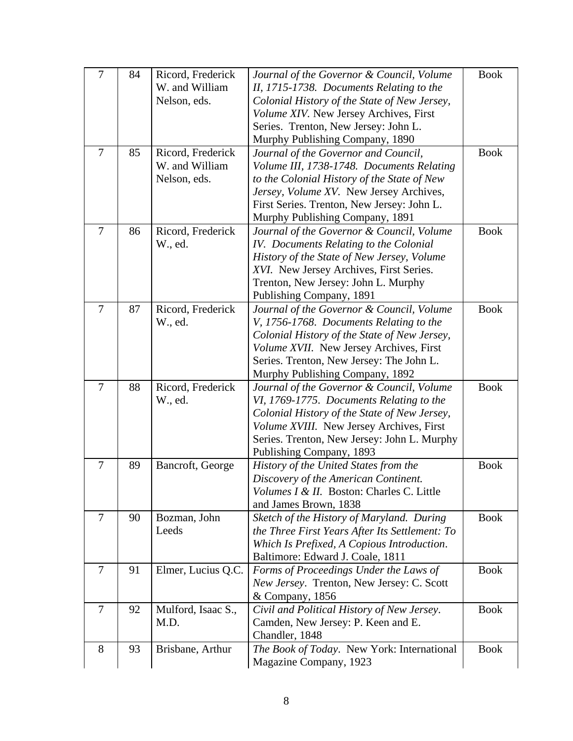| 7 | 84 | Ricord, Frederick W. and William Nelson, eds. | *Journal of the Governor & Council, Volume II, 1715-1738. Documents Relating to the Colonial History of the State of New Jersey, Volume XIV.* New Jersey Archives, First Series. Trenton, New Jersey: John L. Murphy Publishing Company, 1890 | Book |
|---|---|---|---|---|
| 7 | 85 | Ricord, Frederick W. and William Nelson, eds. | *Journal of the Governor and Council, Volume III, 1738-1748. Documents Relating to the Colonial History of the State of New Jersey, Volume XV.* New Jersey Archives, First Series. Trenton, New Jersey: John L. Murphy Publishing Company, 1891 | Book |
| 7 | 86 | Ricord, Frederick W., ed. | *Journal of the Governor & Council, Volume IV. Documents Relating to the Colonial History of the State of New Jersey, Volume XVI.* New Jersey Archives, First Series. Trenton, New Jersey: John L. Murphy Publishing Company, 1891 | Book |
| 7 | 87 | Ricord, Frederick W., ed. | *Journal of the Governor & Council, Volume V, 1756-1768. Documents Relating to the Colonial History of the State of New Jersey, Volume XVII.* New Jersey Archives, First Series. Trenton, New Jersey: The John L. Murphy Publishing Company, 1892 | Book |
| 7 | 88 | Ricord, Frederick W., ed. | *Journal of the Governor & Council, Volume VI, 1769-1775. Documents Relating to the Colonial History of the State of New Jersey, Volume XVIII.* New Jersey Archives, First Series. Trenton, New Jersey: John L. Murphy Publishing Company, 1893 | Book |
| 7 | 89 | Bancroft, George | *History of the United States from the Discovery of the American Continent. Volumes I & II.* Boston: Charles C. Little and James Brown, 1838 | Book |
| 7 | 90 | Bozman, John Leeds | *Sketch of the History of Maryland. During the Three First Years After Its Settlement: To Which Is Prefixed, A Copious Introduction*. Baltimore: Edward J. Coale, 1811 | Book |
| 7 | 91 | Elmer, Lucius Q.C. | *Forms of Proceedings Under the Laws of New Jersey*. Trenton, New Jersey: C. Scott & Company, 1856 | Book |
| 7 | 92 | Mulford, Isaac S., M.D. | *Civil and Political History of New Jersey*. Camden, New Jersey: P. Keen and E. Chandler, 1848 | Book |
| 8 | 93 | Brisbane, Arthur | *The Book of Today*. New York: International Magazine Company, 1923 | Book |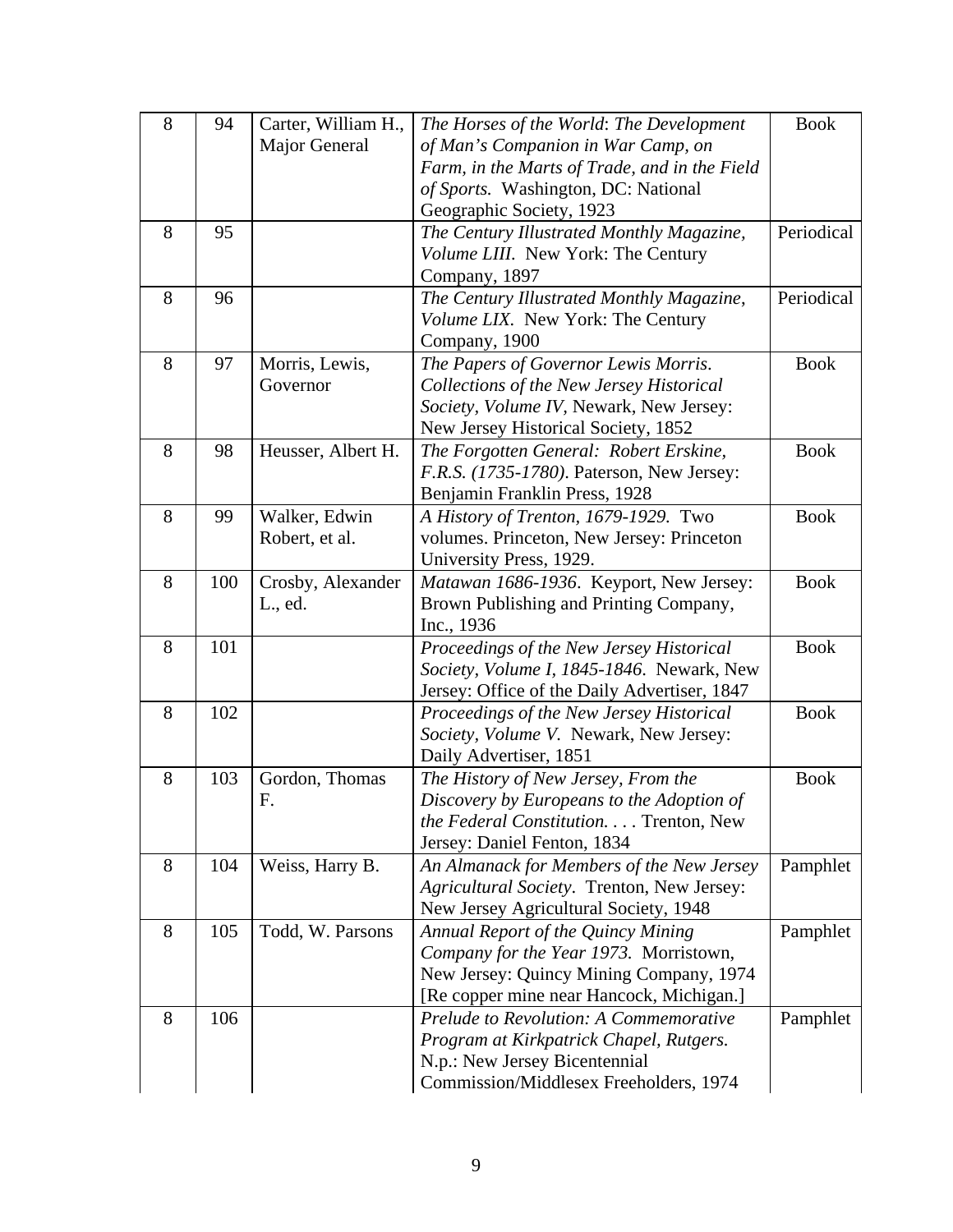| | | | | |
|---|---|---|---|---|
| 8 | 94 | Carter, William H., Major General | *The Horses of the World*: *The Development of Man's Companion in War Camp, on Farm, in the Marts of Trade, and in the Field of Sports.* Washington, DC: National Geographic Society, 1923 | Book |
| 8 | 95 | | *The Century Illustrated Monthly Magazine, Volume LIII.* New York: The Century Company, 1897 | Periodical |
| 8 | 96 | | *The Century Illustrated Monthly Magazine, Volume LIX*. New York: The Century Company, 1900 | Periodical |
| 8 | 97 | Morris, Lewis, Governor | *The Papers of Governor Lewis Morris. Collections of the New Jersey Historical Society*, *Volume IV*, Newark, New Jersey: New Jersey Historical Society, 1852 | Book |
| 8 | 98 | Heusser, Albert H. | *The Forgotten General: Robert Erskine, F.R.S. (1735-1780)*. Paterson, New Jersey: Benjamin Franklin Press, 1928 | Book |
| 8 | 99 | Walker, Edwin Robert, et al. | *A History of Trenton, 1679-1929.* Two volumes. Princeton, New Jersey: Princeton University Press, 1929. | Book |
| 8 | 100 | Crosby, Alexander L., ed. | *Matawan 1686-1936*. Keyport, New Jersey: Brown Publishing and Printing Company, Inc., 1936 | Book |
| 8 | 101 | | *Proceedings of the New Jersey Historical Society, Volume I, 1845-1846*. Newark, New Jersey: Office of the Daily Advertiser, 1847 | Book |
| 8 | 102 | | *Proceedings of the New Jersey Historical Society, Volume V.* Newark, New Jersey: Daily Advertiser, 1851 | Book |
| 8 | 103 | Gordon, Thomas F. | *The History of New Jersey, From the Discovery by Europeans to the Adoption of the Federal Constitution. . . .* Trenton, New Jersey: Daniel Fenton, 1834 | Book |
| 8 | 104 | Weiss, Harry B. | *An Almanack for Members of the New Jersey Agricultural Society*. Trenton, New Jersey: New Jersey Agricultural Society, 1948 | Pamphlet |
| 8 | 105 | Todd, W. Parsons | *Annual Report of the Quincy Mining Company for the Year 1973.* Morristown, New Jersey: Quincy Mining Company, 1974 [Re copper mine near Hancock, Michigan.] | Pamphlet |
| 8 | 106 | | *Prelude to Revolution: A Commemorative Program at Kirkpatrick Chapel, Rutgers.* N.p.: New Jersey Bicentennial Commission/Middlesex Freeholders, 1974 | Pamphlet |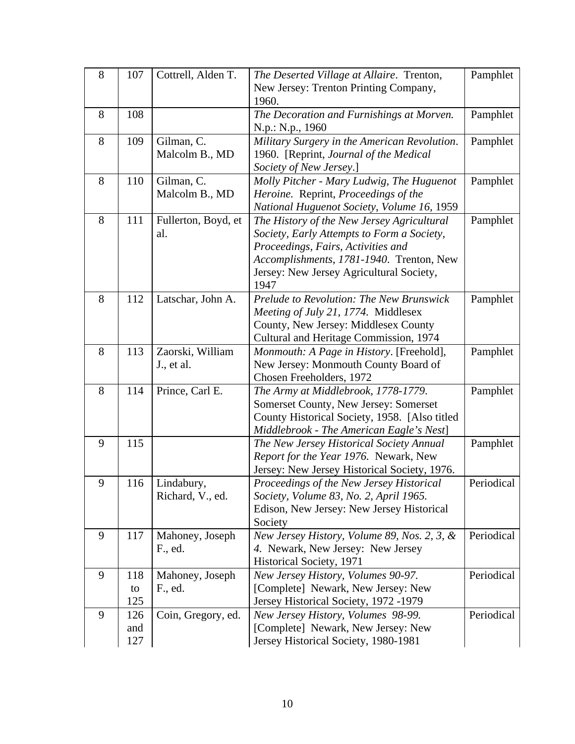| 8 | 107 | Cottrell, Alden T. | *The Deserted Village at Allaire*. Trenton, New Jersey: Trenton Printing Company, 1960. | Pamphlet |
|---|---|---|---|---|
| 8 | 108 | | *The Decoration and Furnishings at Morven.* N.p.: N.p., 1960 | Pamphlet |
| 8 | 109 | Gilman, C. Malcolm B., MD | *Military Surgery in the American Revolution*. 1960. [Reprint, *Journal of the Medical Society of New Jersey*.] | Pamphlet |
| 8 | 110 | Gilman, C. Malcolm B., MD | *Molly Pitcher - Mary Ludwig, The Huguenot Heroine.* Reprint, *Proceedings of the National Huguenot Society*, *Volume 16,* 1959 | Pamphlet |
| 8 | 111 | Fullerton, Boyd, et al. | *The History of the New Jersey Agricultural Society, Early Attempts to Form a Society, Proceedings, Fairs, Activities and Accomplishments, 1781-1940*. Trenton, New Jersey: New Jersey Agricultural Society, 1947 | Pamphlet |
| 8 | 112 | Latschar, John A. | *Prelude to Revolution: The New Brunswick Meeting of July 21, 1774.* Middlesex County, New Jersey: Middlesex County Cultural and Heritage Commission, 1974 | Pamphlet |
| 8 | 113 | Zaorski, William J., et al. | *Monmouth: A Page in History*. [Freehold], New Jersey: Monmouth County Board of Chosen Freeholders, 1972 | Pamphlet |
| 8 | 114 | Prince, Carl E. | *The Army at Middlebrook, 1778-1779*. Somerset County, New Jersey: Somerset County Historical Society, 1958. [Also titled *Middlebrook - The American Eagle's Nest*] | Pamphlet |
| 9 | 115 | | *The New Jersey Historical Society Annual Report for the Year 1976.* Newark, New Jersey: New Jersey Historical Society, 1976. | Pamphlet |
| 9 | 116 | Lindabury, Richard, V., ed. | *Proceedings of the New Jersey Historical Society, Volume 83, No. 2, April 1965.* Edison, New Jersey: New Jersey Historical Society | Periodical |
| 9 | 117 | Mahoney, Joseph F., ed. | *New Jersey History, Volume 89, Nos. 2, 3, & 4.* Newark, New Jersey: New Jersey Historical Society, 1971 | Periodical |
| 9 | 118 to 125 | Mahoney, Joseph F., ed. | *New Jersey History, Volumes 90-97.* [Complete] Newark, New Jersey: New Jersey Historical Society, 1972 -1979 | Periodical |
| 9 | 126 and 127 | Coin, Gregory, ed. | *New Jersey History, Volumes 98-99.* [Complete] Newark, New Jersey: New Jersey Historical Society, 1980-1981 | Periodical |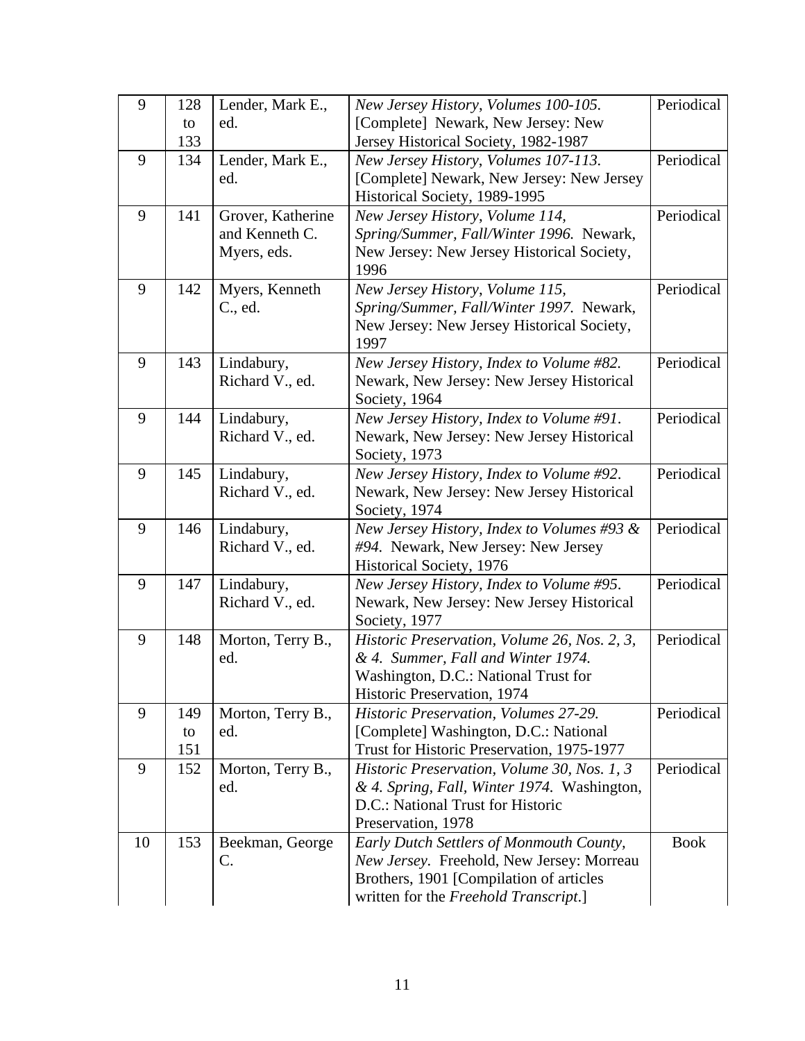| 9 | 128 to 133 | Lender, Mark E., ed. | *New Jersey History, Volumes 100-105.* [Complete] Newark, New Jersey: New Jersey Historical Society, 1982-1987 | Periodical |
|---|---|---|---|---|
| 9 | 134 | Lender, Mark E., ed. | *New Jersey History, Volumes 107-113.* [Complete] Newark, New Jersey: New Jersey Historical Society, 1989-1995 | Periodical |
| 9 | 141 | Grover, Katherine and Kenneth C. Myers, eds. | *New Jersey History, Volume 114, Spring/Summer, Fall/Winter 1996.* Newark, New Jersey: New Jersey Historical Society, 1996 | Periodical |
| 9 | 142 | Myers, Kenneth C., ed. | *New Jersey History, Volume 115, Spring/Summer, Fall/Winter 1997.* Newark, New Jersey: New Jersey Historical Society, 1997 | Periodical |
| 9 | 143 | Lindabury, Richard V., ed. | *New Jersey History, Index to Volume #82.* Newark, New Jersey: New Jersey Historical Society, 1964 | Periodical |
| 9 | 144 | Lindabury, Richard V., ed. | *New Jersey History, Index to Volume #91.* Newark, New Jersey: New Jersey Historical Society, 1973 | Periodical |
| 9 | 145 | Lindabury, Richard V., ed. | *New Jersey History, Index to Volume #92.* Newark, New Jersey: New Jersey Historical Society, 1974 | Periodical |
| 9 | 146 | Lindabury, Richard V., ed. | *New Jersey History, Index to Volumes #93 & #94.* Newark, New Jersey: New Jersey Historical Society, 1976 | Periodical |
| 9 | 147 | Lindabury, Richard V., ed. | *New Jersey History, Index to Volume #95.* Newark, New Jersey: New Jersey Historical Society, 1977 | Periodical |
| 9 | 148 | Morton, Terry B., ed. | *Historic Preservation, Volume 26, Nos. 2, 3, & 4. Summer, Fall and Winter 1974.* Washington, D.C.: National Trust for Historic Preservation, 1974 | Periodical |
| 9 | 149 to 151 | Morton, Terry B., ed. | *Historic Preservation, Volumes 27-29.* [Complete] Washington, D.C.: National Trust for Historic Preservation, 1975-1977 | Periodical |
| 9 | 152 | Morton, Terry B., ed. | *Historic Preservation, Volume 30, Nos. 1, 3 & 4. Spring, Fall, Winter 1974.* Washington, D.C.: National Trust for Historic Preservation, 1978 | Periodical |
| 10 | 153 | Beekman, George C. | *Early Dutch Settlers of Monmouth County, New Jersey.* Freehold, New Jersey: Morreau Brothers, 1901 [Compilation of articles written for the *Freehold Transcript*.] | Book |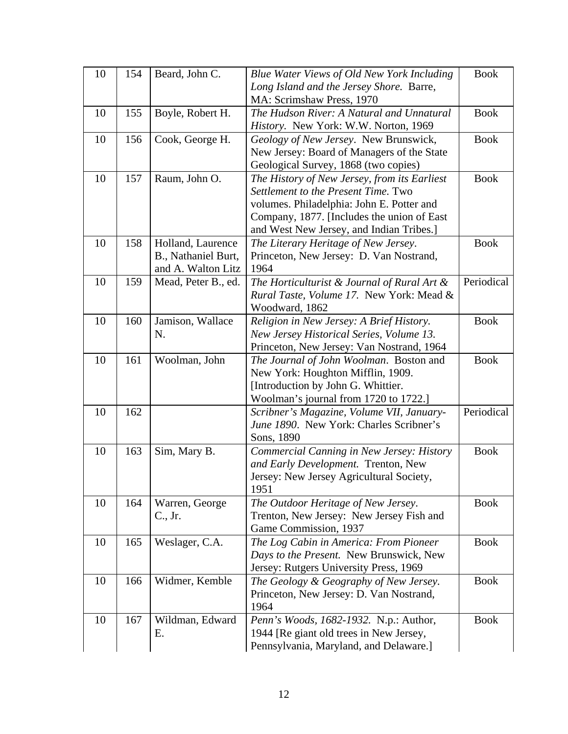| 10 | 154 | Beard, John C. | *Blue Water Views of Old New York Including Long Island and the Jersey Shore.* Barre, MA: Scrimshaw Press, 1970 | Book |
|---|---|---|---|---|
| 10 | 155 | Boyle, Robert H. | *The Hudson River: A Natural and Unnatural History.* New York: W.W. Norton, 1969 | Book |
| 10 | 156 | Cook, George H. | *Geology of New Jersey*. New Brunswick, New Jersey: Board of Managers of the State Geological Survey, 1868 (two copies) | Book |
| 10 | 157 | Raum, John O. | *The History of New Jersey, from its Earliest Settlement to the Present Time.* Two volumes. Philadelphia: John E. Potter and Company, 1877. [Includes the union of East and West New Jersey, and Indian Tribes.] | Book |
| 10 | 158 | Holland, Laurence B., Nathaniel Burt, and A. Walton Litz | *The Literary Heritage of New Jersey*. Princeton, New Jersey: D. Van Nostrand, 1964 | Book |
| 10 | 159 | Mead, Peter B., ed. | *The Horticulturist & Journal of Rural Art & Rural Taste, Volume 17.* New York: Mead & Woodward, 1862 | Periodical |
| 10 | 160 | Jamison, Wallace N. | *Religion in New Jersey: A Brief History. New Jersey Historical Series, Volume 13.* Princeton, New Jersey: Van Nostrand, 1964 | Book |
| 10 | 161 | Woolman, John | *The Journal of John Woolman*. Boston and New York: Houghton Mifflin, 1909. [Introduction by John G. Whittier. Woolman's journal from 1720 to 1722.] | Book |
| 10 | 162 | | *Scribner's Magazine, Volume VII, January-June 1890*. New York: Charles Scribner's Sons, 1890 | Periodical |
| 10 | 163 | Sim, Mary B. | *Commercial Canning in New Jersey: History and Early Development.* Trenton, New Jersey: New Jersey Agricultural Society, 1951 | Book |
| 10 | 164 | Warren, George C., Jr. | *The Outdoor Heritage of New Jersey*. Trenton, New Jersey: New Jersey Fish and Game Commission, 1937 | Book |
| 10 | 165 | Weslager, C.A. | *The Log Cabin in America: From Pioneer Days to the Present.* New Brunswick, New Jersey: Rutgers University Press, 1969 | Book |
| 10 | 166 | Widmer, Kemble | *The Geology & Geography of New Jersey*. Princeton, New Jersey: D. Van Nostrand, 1964 | Book |
| 10 | 167 | Wildman, Edward E. | *Penn's Woods, 1682-1932.* N.p.: Author, 1944 [Re giant old trees in New Jersey, Pennsylvania, Maryland, and Delaware.] | Book |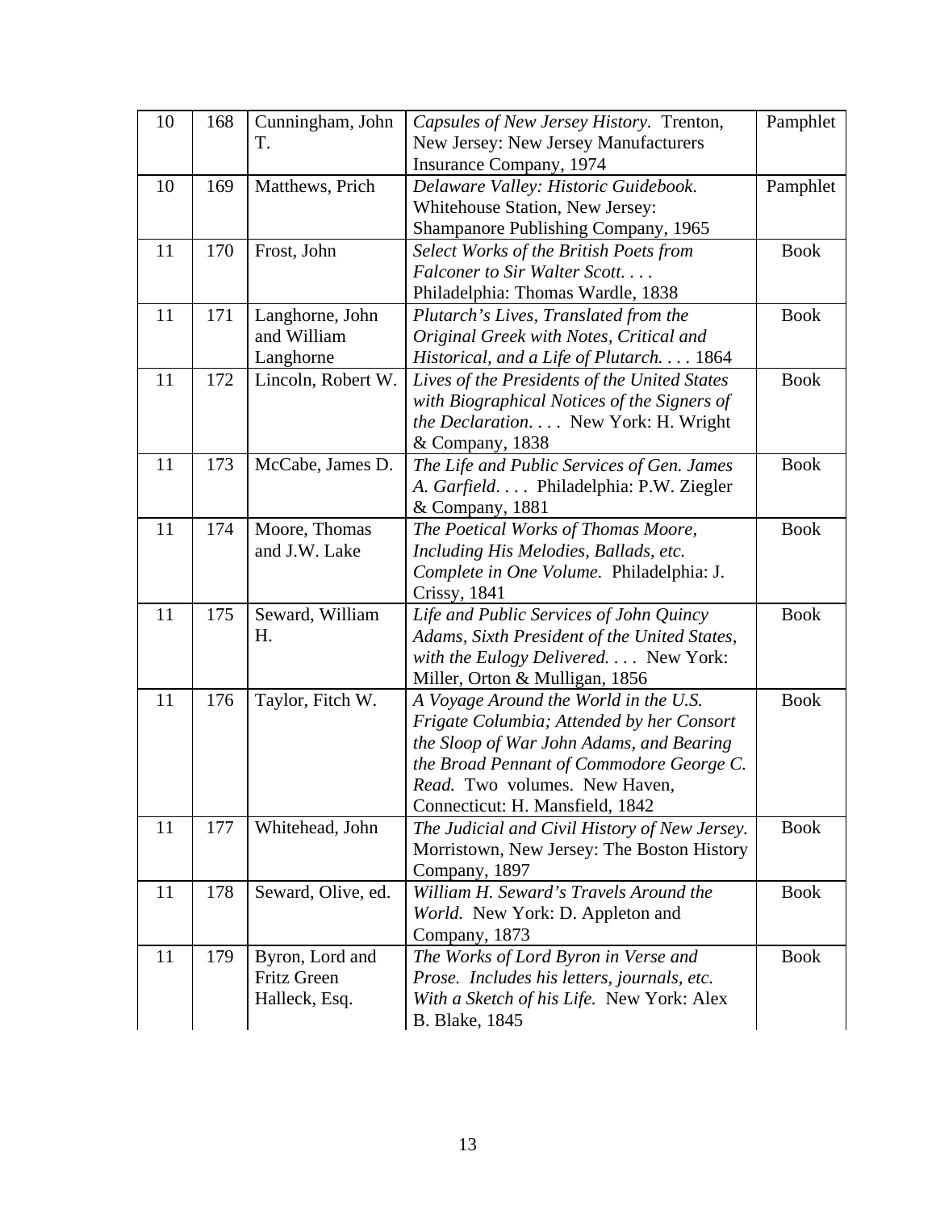| 10 | 168 | Cunningham, John T. | *Capsules of New Jersey History*. Trenton, New Jersey: New Jersey Manufacturers Insurance Company, 1974 | Pamphlet |
|---|---|---|---|---|
| 10 | 169 | Matthews, Prich | *Delaware Valley: Historic Guidebook*. Whitehouse Station, New Jersey: Shampanore Publishing Company, 1965 | Pamphlet |
| 11 | 170 | Frost, John | *Select Works of the British Poets from Falconer to Sir Walter Scott. . . .* Philadelphia: Thomas Wardle, 1838 | Book |
| 11 | 171 | Langhorne, John and William Langhorne | *Plutarch's Lives, Translated from the Original Greek with Notes, Critical and Historical, and a Life of Plutarch. . . .* 1864 | Book |
| 11 | 172 | Lincoln, Robert W. | *Lives of the Presidents of the United States with Biographical Notices of the Signers of the Declaration. . . .* New York: H. Wright & Company, 1838 | Book |
| 11 | 173 | McCabe, James D. | *The Life and Public Services of Gen. James A. Garfield. . . .* Philadelphia: P.W. Ziegler & Company, 1881 | Book |
| 11 | 174 | Moore, Thomas and J.W. Lake | *The Poetical Works of Thomas Moore, Including His Melodies, Ballads, etc. Complete in One Volume*. Philadelphia: J. Crissy, 1841 | Book |
| 11 | 175 | Seward, William H. | *Life and Public Services of John Quincy Adams, Sixth President of the United States, with the Eulogy Delivered. . . .* New York: Miller, Orton & Mulligan, 1856 | Book |
| 11 | 176 | Taylor, Fitch W. | *A Voyage Around the World in the U.S. Frigate Columbia; Attended by her Consort the Sloop of War John Adams, and Bearing the Broad Pennant of Commodore George C. Read.* Two volumes. New Haven, Connecticut: H. Mansfield, 1842 | Book |
| 11 | 177 | Whitehead, John | *The Judicial and Civil History of New Jersey.* Morristown, New Jersey: The Boston History Company, 1897 | Book |
| 11 | 178 | Seward, Olive, ed. | *William H. Seward's Travels Around the World.* New York: D. Appleton and Company, 1873 | Book |
| 11 | 179 | Byron, Lord and Fritz Green Halleck, Esq. | *The Works of Lord Byron in Verse and Prose. Includes his letters, journals, etc. With a Sketch of his Life.* New York: Alex B. Blake, 1845 | Book |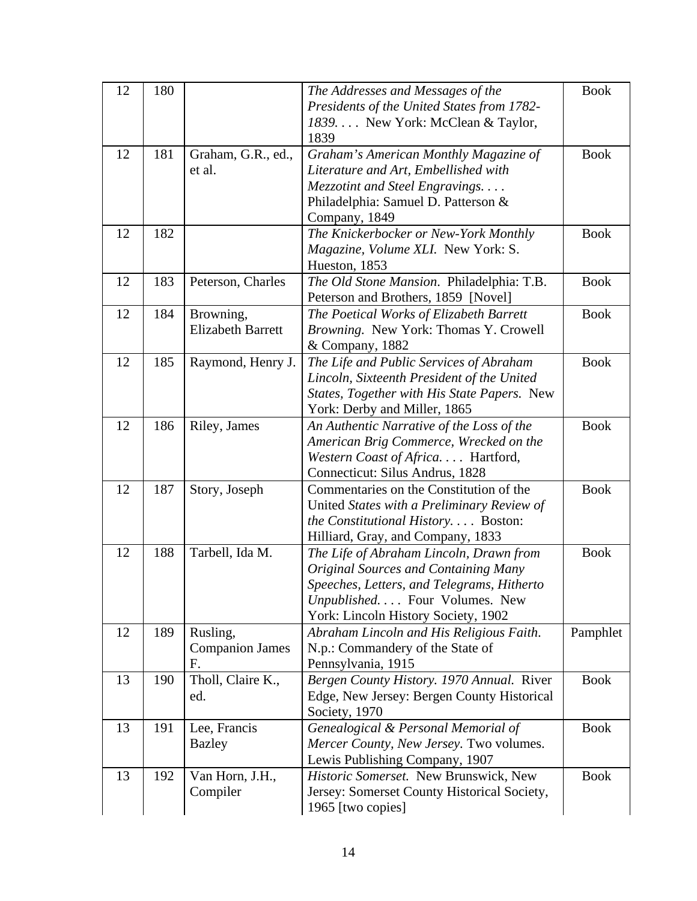| 12 | 180 | | *The Addresses and Messages of the Presidents of the United States from 1782-1839. . . .* New York: McClean & Taylor, 1839 | Book |
|---|---|---|---|---|
| 12 | 181 | Graham, G.R., ed., et al. | *Graham's American Monthly Magazine of Literature and Art, Embellished with Mezzotint and Steel Engravings. . . .* Philadelphia: Samuel D. Patterson & Company, 1849 | Book |
| 12 | 182 | | *The Knickerbocker or New-York Monthly Magazine, Volume XLI.* New York: S. Hueston, 1853 | Book |
| 12 | 183 | Peterson, Charles | *The Old Stone Mansion.* Philadelphia: T.B. Peterson and Brothers, 1859 [Novel] | Book |
| 12 | 184 | Browning, Elizabeth Barrett | *The Poetical Works of Elizabeth Barrett Browning.* New York: Thomas Y. Crowell & Company, 1882 | Book |
| 12 | 185 | Raymond, Henry J. | *The Life and Public Services of Abraham Lincoln, Sixteenth President of the United States, Together with His State Papers.* New York: Derby and Miller, 1865 | Book |
| 12 | 186 | Riley, James | *An Authentic Narrative of the Loss of the American Brig Commerce, Wrecked on the Western Coast of Africa. . . .* Hartford, Connecticut: Silus Andrus, 1828 | Book |
| 12 | 187 | Story, Joseph | Commentaries on the Constitution of the United *States with a Preliminary Review of the Constitutional History. . . .* Boston: Hilliard, Gray, and Company, 1833 | Book |
| 12 | 188 | Tarbell, Ida M. | *The Life of Abraham Lincoln, Drawn from Original Sources and Containing Many Speeches, Letters, and Telegrams, Hitherto Unpublished. . . .* Four Volumes. New York: Lincoln History Society, 1902 | Book |
| 12 | 189 | Rusling, Companion James F. | *Abraham Lincoln and His Religious Faith.* N.p.: Commandery of the State of Pennsylvania, 1915 | Pamphlet |
| 13 | 190 | Tholl, Claire K., ed. | *Bergen County History. 1970 Annual.* River Edge, New Jersey: Bergen County Historical Society, 1970 | Book |
| 13 | 191 | Lee, Francis Bazley | *Genealogical & Personal Memorial of Mercer County, New Jersey.* Two volumes. Lewis Publishing Company, 1907 | Book |
| 13 | 192 | Van Horn, J.H., Compiler | *Historic Somerset.* New Brunswick, New Jersey: Somerset County Historical Society, 1965 [two copies] | Book |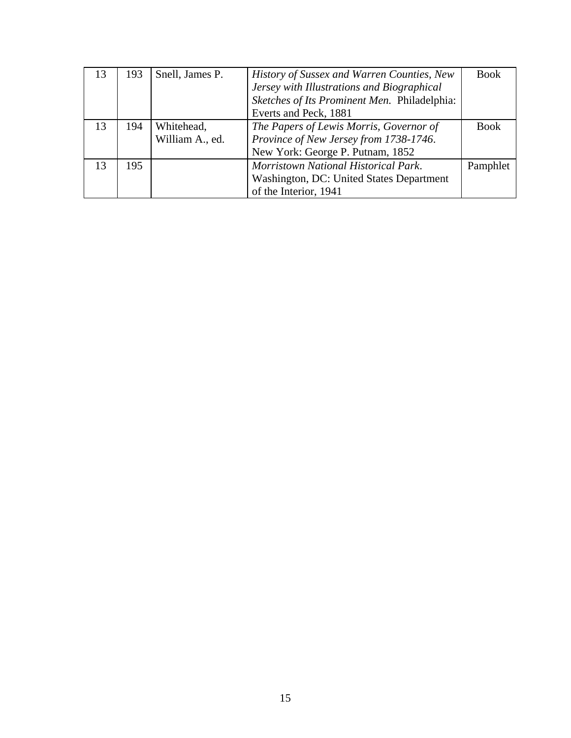| | | | | |
|---|---|---|---|---|
| 13 | 193 | Snell, James P. | *History of Sussex and Warren Counties, New Jersey with Illustrations and Biographical Sketches of Its Prominent Men.* Philadelphia: Everts and Peck, 1881 | Book |
| 13 | 194 | Whitehead, William A., ed. | *The Papers of Lewis Morris, Governor of Province of New Jersey from 1738-1746*. New York: George P. Putnam, 1852 | Book |
| 13 | 195 | | *Morristown National Historical Park*. Washington, DC: United States Department of the Interior, 1941 | Pamphlet |